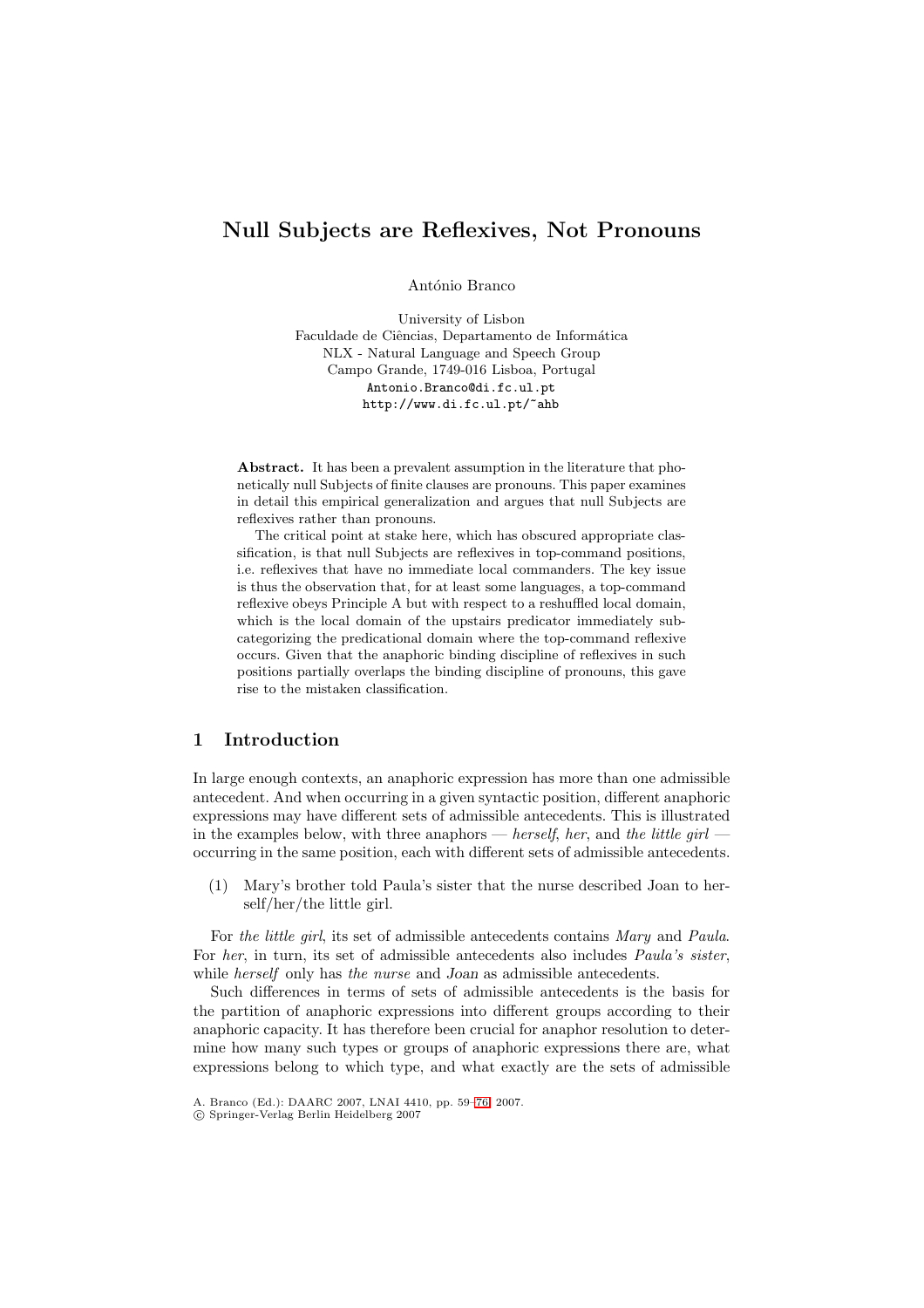# Null Subjects are Reflexives, Not Pronouns

António Branco

University of Lisbon
Faculdade de Ciências, Departamento de Informática
NLX - Natural Language and Speech Group
Campo Grande, 1749-016 Lisboa, Portugal
Antonio.Branco@di.fc.ul.pt
http://www.di.fc.ul.pt/~ahb

**Abstract.** It has been a prevalent assumption in the literature that phonetically null Subjects of finite clauses are pronouns. This paper examines in detail this empirical generalization and argues that null Subjects are reflexives rather than pronouns.

The critical point at stake here, which has obscured appropriate classification, is that null Subjects are reflexives in top-command positions, i.e. reflexives that have no immediate local commanders. The key issue is thus the observation that, for at least some languages, a top-command reflexive obeys Principle A but with respect to a reshuffled local domain, which is the local domain of the upstairs predicator immediately subcategorizing the predicational domain where the top-command reflexive occurs. Given that the anaphoric binding discipline of reflexives in such positions partially overlaps the binding discipline of pronouns, this gave rise to the mistaken classification.

## 1 Introduction

In large enough contexts, an anaphoric expression has more than one admissible antecedent. And when occurring in a given syntactic position, different anaphoric expressions may have different sets of admissible antecedents. This is illustrated in the examples below, with three anaphors — *herself*, *her*, and *the little girl* — occurring in the same position, each with different sets of admissible antecedents.

(1) Mary's brother told Paula's sister that the nurse described Joan to herself/her/the little girl.

For *the little girl*, its set of admissible antecedents contains *Mary* and *Paula*. For *her*, in turn, its set of admissible antecedents also includes *Paula's sister*, while *herself* only has *the nurse* and *Joan* as admissible antecedents.

Such differences in terms of sets of admissible antecedents is the basis for the partition of anaphoric expressions into different groups according to their anaphoric capacity. It has therefore been crucial for anaphor resolution to determine how many such types or groups of anaphoric expressions there are, what expressions belong to which type, and what exactly are the sets of admissible

A. Branco (Ed.): DAARC 2007, LNAI 4410, pp. 59–76, 2007.
© Springer-Verlag Berlin Heidelberg 2007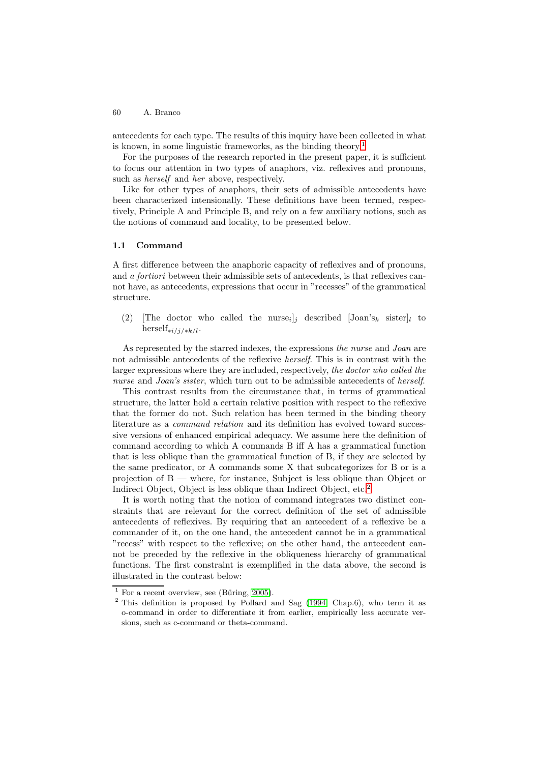antecedents for each type. The results of this inquiry have been collected in what is known, in some linguistic frameworks, as the binding theory.[1]

For the purposes of the research reported in the present paper, it is sufficient to focus our attention in two types of anaphors, viz. reflexives and pronouns, such as *herself* and *her* above, respectively.

Like for other types of anaphors, their sets of admissible antecedents have been characterized intensionally. These definitions have been termed, respectively, Principle A and Principle B, and rely on a few auxiliary notions, such as the notions of command and locality, to be presented below.

### 1.1 Command

A first difference between the anaphoric capacity of reflexives and of pronouns, and *a fortiori* between their admissible sets of antecedents, is that reflexives cannot have, as antecedents, expressions that occur in "recesses" of the grammatical structure.

(2) [The doctor who called the nurse$_i$]$_j$ described [Joan's$_k$ sister]$_l$ to herself$_{*i/j/*k/l}$.

As represented by the starred indexes, the expressions *the nurse* and *Joan* are not admissible antecedents of the reflexive *herself*. This is in contrast with the larger expressions where they are included, respectively, *the doctor who called the nurse* and *Joan's sister*, which turn out to be admissible antecedents of *herself*.

This contrast results from the circumstance that, in terms of grammatical structure, the latter hold a certain relative position with respect to the reflexive that the former do not. Such relation has been termed in the binding theory literature as a *command relation* and its definition has evolved toward successive versions of enhanced empirical adequacy. We assume here the definition of command according to which A commands B iff A has a grammatical function that is less oblique than the grammatical function of B, if they are selected by the same predicator, or A commands some X that subcategorizes for B or is a projection of B — where, for instance, Subject is less oblique than Object or Indirect Object, Object is less oblique than Indirect Object, etc.[2]

It is worth noting that the notion of command integrates two distinct constraints that are relevant for the correct definition of the set of admissible antecedents of reflexives. By requiring that an antecedent of a reflexive be a commander of it, on the one hand, the antecedent cannot be in a grammatical "recess" with respect to the reflexive; on the other hand, the antecedent cannot be preceded by the reflexive in the obliqueness hierarchy of grammatical functions. The first constraint is exemplified in the data above, the second is illustrated in the contrast below:

[1] For a recent overview, see (Büring, 2005).

[2] This definition is proposed by Pollard and Sag (1994, Chap.6), who term it as o-command in order to differentiate it from earlier, empirically less accurate versions, such as c-command or theta-command.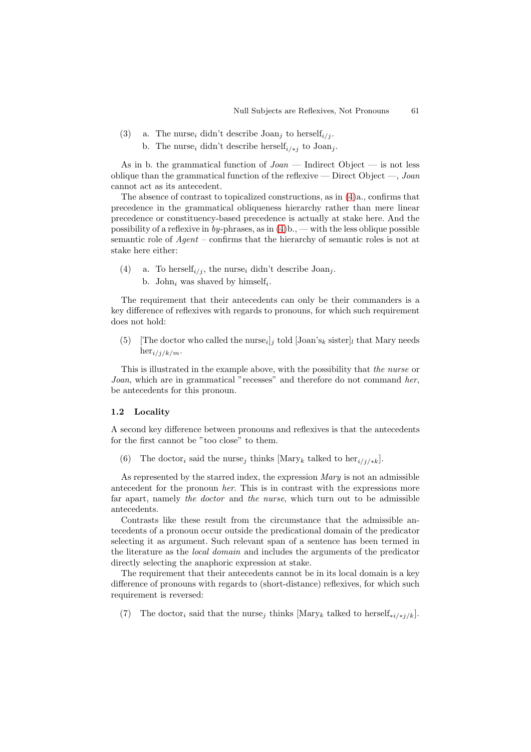(3) a. The nurse$_i$ didn't describe Joan$_j$ to herself$_{i/j}$.
 b. The nurse$_i$ didn't describe herself$_{i/*j}$ to Joan$_j$.

As in b. the grammatical function of *Joan* — Indirect Object — is not less oblique than the grammatical function of the reflexive — Direct Object —, *Joan* cannot act as its antecedent.

The absence of contrast to topicalized constructions, as in (4)a., confirms that precedence in the grammatical obliqueness hierarchy rather than mere linear precedence or constituency-based precedence is actually at stake here. And the possibility of a reflexive in *by*-phrases, as in (4)b., — with the less oblique possible semantic role of *Agent* – confirms that the hierarchy of semantic roles is not at stake here either:

(4) a. To herself$_{i/j}$, the nurse$_i$ didn't describe Joan$_j$.
 b. John$_i$ was shaved by himself$_i$.

The requirement that their antecedents can only be their commanders is a key difference of reflexives with regards to pronouns, for which such requirement does not hold:

(5) [The doctor who called the nurse$_i$]$_j$ told [Joan's$_k$ sister]$_l$ that Mary needs her$_{i/j/k/m}$.

This is illustrated in the example above, with the possibility that *the nurse* or *Joan*, which are in grammatical "recesses" and therefore do not command *her*, be antecedents for this pronoun.

### 1.2 Locality

A second key difference between pronouns and reflexives is that the antecedents for the first cannot be "too close" to them.

(6) The doctor$_i$ said the nurse$_j$ thinks [Mary$_k$ talked to her$_{i/j/*k}$].

As represented by the starred index, the expression *Mary* is not an admissible antecedent for the pronoun *her*. This is in contrast with the expressions more far apart, namely *the doctor* and *the nurse*, which turn out to be admissible antecedents.

Contrasts like these result from the circumstance that the admissible antecedents of a pronoun occur outside the predicational domain of the predicator selecting it as argument. Such relevant span of a sentence has been termed in the literature as the *local domain* and includes the arguments of the predicator directly selecting the anaphoric expression at stake.

The requirement that their antecedents cannot be in its local domain is a key difference of pronouns with regards to (short-distance) reflexives, for which such requirement is reversed:

(7) The doctor$_i$ said that the nurse$_j$ thinks [Mary$_k$ talked to herself$_{*i/*j/k}$].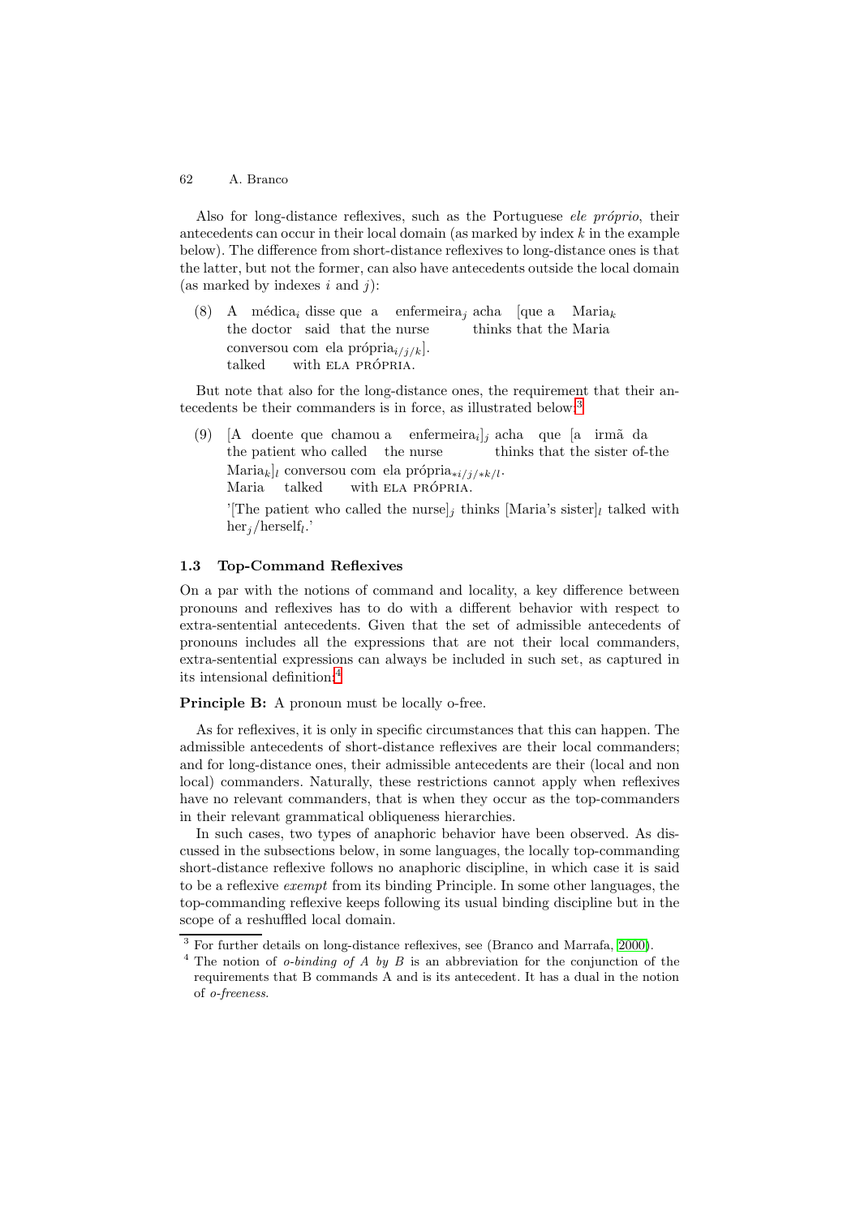Also for long-distance reflexives, such as the Portuguese *ele próprio*, their antecedents can occur in their local domain (as marked by index $k$ in the example below). The difference from short-distance reflexives to long-distance ones is that the latter, but not the former, can also have antecedents outside the local domain (as marked by indexes $i$ and $j$):

(8) A médica$_i$ disse que a enfermeira$_j$ acha [que a Maria$_k$
    the doctor said that the nurse thinks that the Maria
    conversou com ela própria$_{i/j/k}$].
    talked with ELA PRÓPRIA.

But note that also for the long-distance ones, the requirement that their antecedents be their commanders is in force, as illustrated below:[3]

(9) [A doente que chamou a enfermeira$_i$]$_j$ acha que [a irmã da
    the patient who called the nurse thinks that the sister of-the
    Maria$_k$]$_l$ conversou com ela própria$_{*i/j/*k/l}$.
    Maria talked with ELA PRÓPRIA.

    '[The patient who called the nurse]$_j$ thinks [Maria's sister]$_l$ talked with her$_j$/herself$_l$.'

### 1.3 Top-Command Reflexives

On a par with the notions of command and locality, a key difference between pronouns and reflexives has to do with a different behavior with respect to extra-sentential antecedents. Given that the set of admissible antecedents of pronouns includes all the expressions that are not their local commanders, extra-sentential expressions can always be included in such set, as captured in its intensional definition:[4]

**Principle B:** A pronoun must be locally o-free.

As for reflexives, it is only in specific circumstances that this can happen. The admissible antecedents of short-distance reflexives are their local commanders; and for long-distance ones, their admissible antecedents are their (local and non local) commanders. Naturally, these restrictions cannot apply when reflexives have no relevant commanders, that is when they occur as the top-commanders in their relevant grammatical obliqueness hierarchies.

In such cases, two types of anaphoric behavior have been observed. As discussed in the subsections below, in some languages, the locally top-commanding short-distance reflexive follows no anaphoric discipline, in which case it is said to be a reflexive *exempt* from its binding Principle. In some other languages, the top-commanding reflexive keeps following its usual binding discipline but in the scope of a reshuffled local domain.

[3] For further details on long-distance reflexives, see (Branco and Marrafa, 2000).

[4] The notion of *o-binding of A by B* is an abbreviation for the conjunction of the requirements that B commands A and is its antecedent. It has a dual in the notion of *o-freeness*.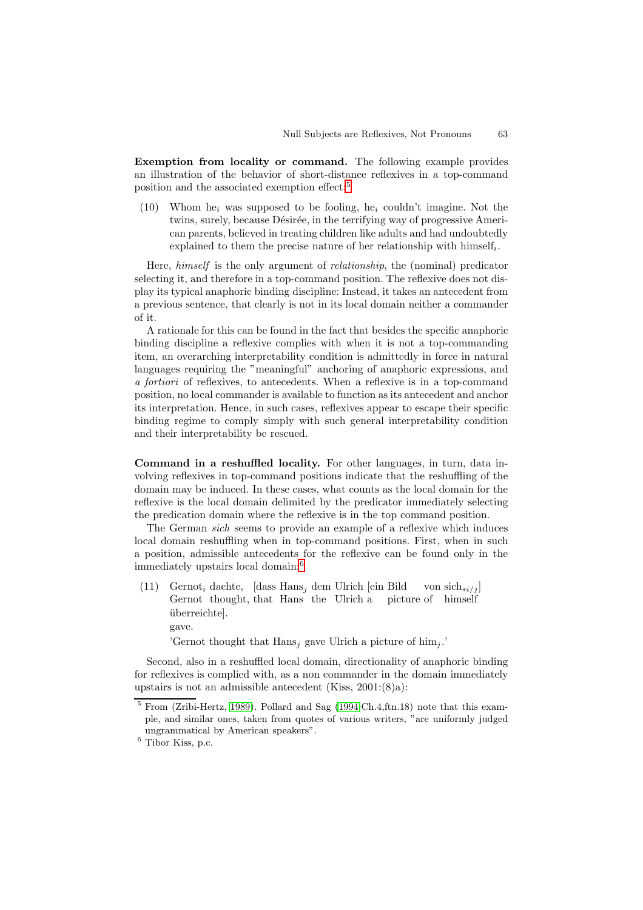**Exemption from locality or command.** The following example provides an illustration of the behavior of short-distance reflexives in a top-command position and the associated exemption effect:[5]

(10) Whom he$_i$ was supposed to be fooling, he$_i$ couldn't imagine. Not the twins, surely, because Désirée, in the terrifying way of progressive American parents, believed in treating children like adults and had undoubtedly explained to them the precise nature of her relationship with himself$_i$.

Here, *himself* is the only argument of *relationship*, the (nominal) predicator selecting it, and therefore in a top-command position. The reflexive does not display its typical anaphoric binding discipline: Instead, it takes an antecedent from a previous sentence, that clearly is not in its local domain neither a commander of it.

A rationale for this can be found in the fact that besides the specific anaphoric binding discipline a reflexive complies with when it is not a top-commanding item, an overarching interpretability condition is admittedly in force in natural languages requiring the "meaningful" anchoring of anaphoric expressions, and *a fortiori* of reflexives, to antecedents. When a reflexive is in a top-command position, no local commander is available to function as its antecedent and anchor its interpretation. Hence, in such cases, reflexives appear to escape their specific binding regime to comply simply with such general interpretability condition and their interpretability be rescued.

**Command in a reshuffled locality.** For other languages, in turn, data involving reflexives in top-command positions indicate that the reshuffling of the domain may be induced. In these cases, what counts as the local domain for the reflexive is the local domain delimited by the predicator immediately selecting the predication domain where the reflexive is in the top command position.

The German *sich* seems to provide an example of a reflexive which induces local domain reshuffling when in top-command positions. First, when in such a position, admissible antecedents for the reflexive can be found only in the immediately upstairs local domain:[6]

(11) Gernot$_i$ dachte, [dass Hans$_j$ dem Ulrich [ein Bild von sich$_{*i/j}$] überreichte].
Gernot thought, that Hans the Ulrich a picture of himself gave.
'Gernot thought that Hans$_j$ gave Ulrich a picture of him$_j$.'

Second, also in a reshuffled local domain, directionality of anaphoric binding for reflexives is complied with, as a non commander in the domain immediately upstairs is not an admissible antecedent (Kiss, 2001:(8)a):

[5] From (Zribi-Hertz, 1989). Pollard and Sag (1994:Ch.4,ftn.18) note that this example, and similar ones, taken from quotes of various writers, "are uniformly judged ungrammatical by American speakers".

[6] Tibor Kiss, p.c.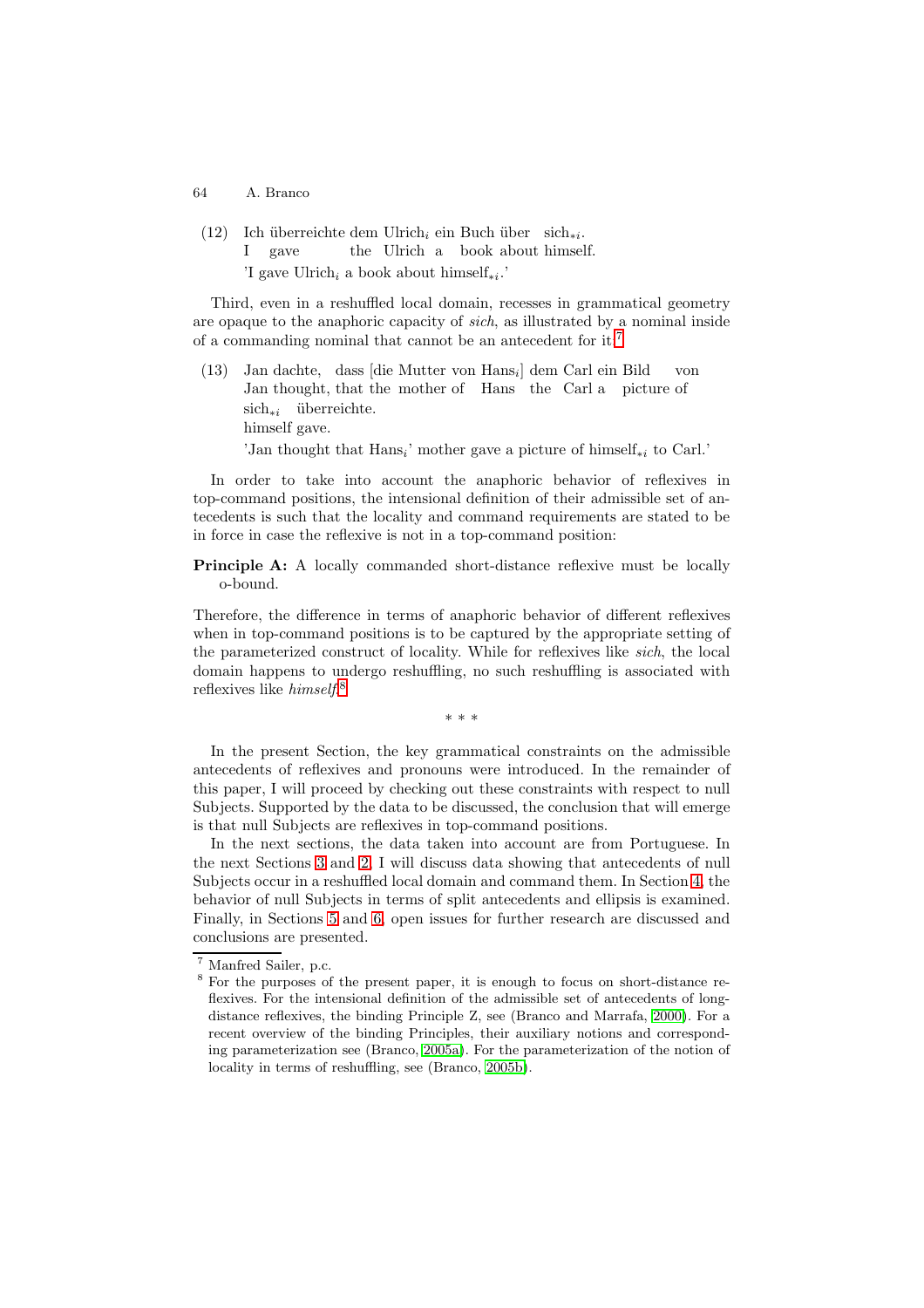(12) Ich überreichte dem Ulrich$_i$ ein Buch über sich$_{*i}$.
I gave the Ulrich a book about himself.
'I gave Ulrich$_i$ a book about himself$_{*i}$.'

Third, even in a reshuffled local domain, recesses in grammatical geometry are opaque to the anaphoric capacity of *sich*, as illustrated by a nominal inside of a commanding nominal that cannot be an antecedent for it.[7]

(13) Jan dachte, dass [die Mutter von Hans$_i$] dem Carl ein Bild von sich$_{*i}$ überreichte.
Jan thought, that the mother of Hans the Carl a picture of himself gave.
'Jan thought that Hans$_i$' mother gave a picture of himself$_{*i}$ to Carl.'

In order to take into account the anaphoric behavior of reflexives in top-command positions, the intensional definition of their admissible set of antecedents is such that the locality and command requirements are stated to be in force in case the reflexive is not in a top-command position:

**Principle A:** A locally commanded short-distance reflexive must be locally o-bound.

Therefore, the difference in terms of anaphoric behavior of different reflexives when in top-command positions is to be captured by the appropriate setting of the parameterized construct of locality. While for reflexives like *sich*, the local domain happens to undergo reshuffling, no such reshuffling is associated with reflexives like *himself*.[8]

\* \* \*

In the present Section, the key grammatical constraints on the admissible antecedents of reflexives and pronouns were introduced. In the remainder of this paper, I will proceed by checking out these constraints with respect to null Subjects. Supported by the data to be discussed, the conclusion that will emerge is that null Subjects are reflexives in top-command positions.

In the next sections, the data taken into account are from Portuguese. In the next Sections 3 and 2, I will discuss data showing that antecedents of null Subjects occur in a reshuffled local domain and command them. In Section 4, the behavior of null Subjects in terms of split antecedents and ellipsis is examined. Finally, in Sections 5 and 6, open issues for further research are discussed and conclusions are presented.

---

[7] Manfred Sailer, p.c.

[8] For the purposes of the present paper, it is enough to focus on short-distance reflexives. For the intensional definition of the admissible set of antecedents of long-distance reflexives, the binding Principle Z, see (Branco and Marrafa, 2000). For a recent overview of the binding Principles, their auxiliary notions and corresponding parameterization see (Branco, 2005a). For the parameterization of the notion of locality in terms of reshuffling, see (Branco, 2005b).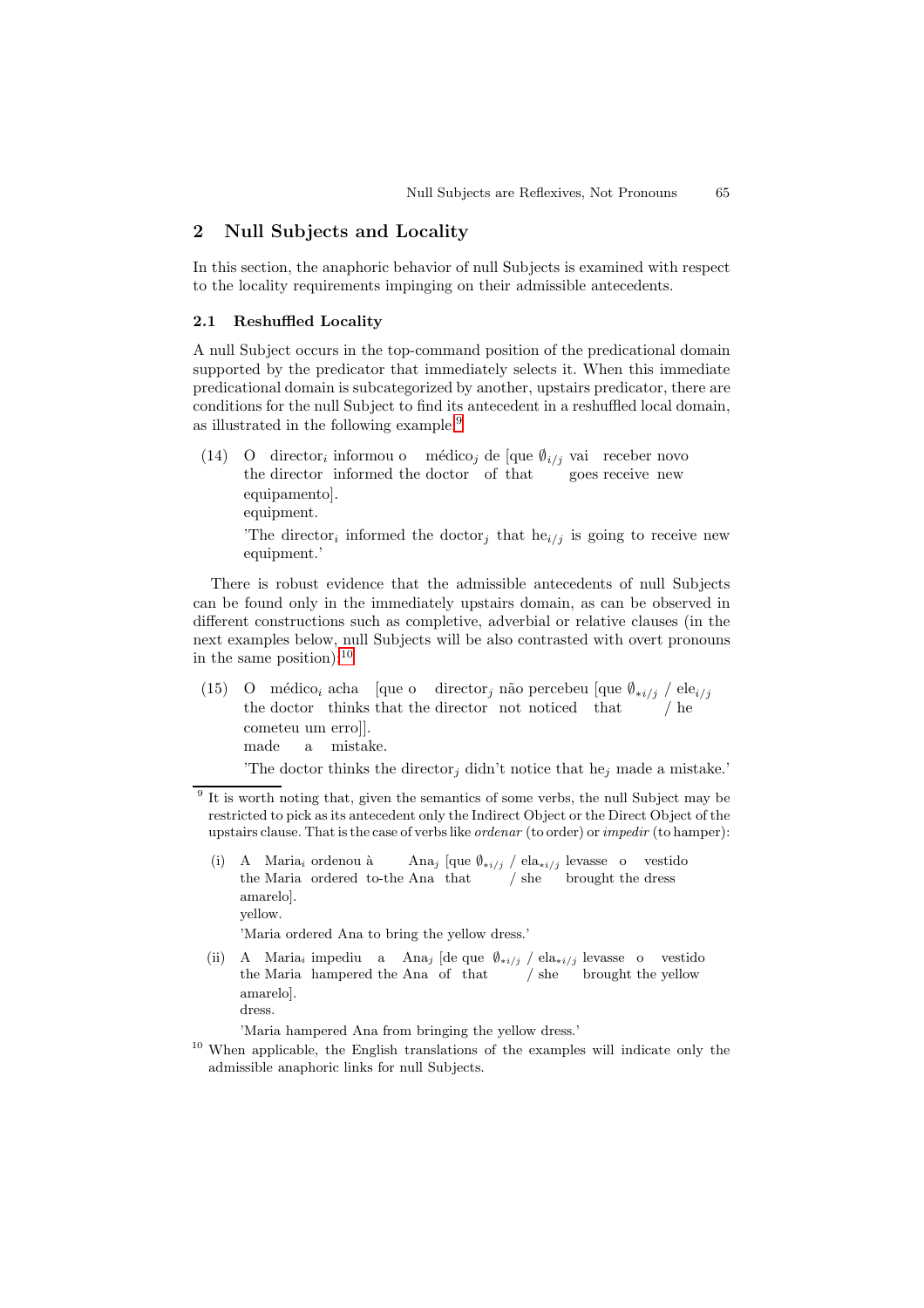## 2 Null Subjects and Locality

In this section, the anaphoric behavior of null Subjects is examined with respect to the locality requirements impinging on their admissible antecedents.

### 2.1 Reshuffled Locality

A null Subject occurs in the top-command position of the predicational domain supported by the predicator that immediately selects it. When this immediate predicational domain is subcategorized by another, upstairs predicator, there are conditions for the null Subject to find its antecedent in a reshuffled local domain, as illustrated in the following example:[9]

(14) O director$_i$ informou o médico$_j$ de [que $\emptyset_{i/j}$ vai receber novo equipamento].
the director informed the doctor of that goes receive new equipment.
'The director$_i$ informed the doctor$_j$ that he$_{i/j}$ is going to receive new equipment.'

There is robust evidence that the admissible antecedents of null Subjects can be found only in the immediately upstairs domain, as can be observed in different constructions such as completive, adverbial or relative clauses (in the next examples below, null Subjects will be also contrasted with overt pronouns in the same position):[10]

(15) O médico$_i$ acha [que o director$_j$ não percebeu [que $\emptyset_{*i/j}$ / ele$_{i/j}$ cometeu um erro]].
the doctor thinks that the director not noticed that / he made a mistake.
'The doctor thinks the director$_j$ didn't notice that he$_j$ made a mistake.'

[9] It is worth noting that, given the semantics of some verbs, the null Subject may be restricted to pick as its antecedent only the Indirect Object or the Direct Object of the upstairs clause. That is the case of verbs like *ordenar* (to order) or *impedir* (to hamper):

(i) A Maria$_i$ ordenou à Ana$_j$ [que $\emptyset_{*i/j}$ / ela$_{*i/j}$ levasse o vestido amarelo].
the Maria ordered to-the Ana that / she brought the dress yellow.
'Maria ordered Ana to bring the yellow dress.'

(ii) A Maria$_i$ impediu a Ana$_j$ [de que $\emptyset_{*i/j}$ / ela$_{*i/j}$ levasse o vestido amarelo].
the Maria hampered the Ana of that / she brought the yellow dress.
'Maria hampered Ana from bringing the yellow dress.'

[10] When applicable, the English translations of the examples will indicate only the admissible anaphoric links for null Subjects.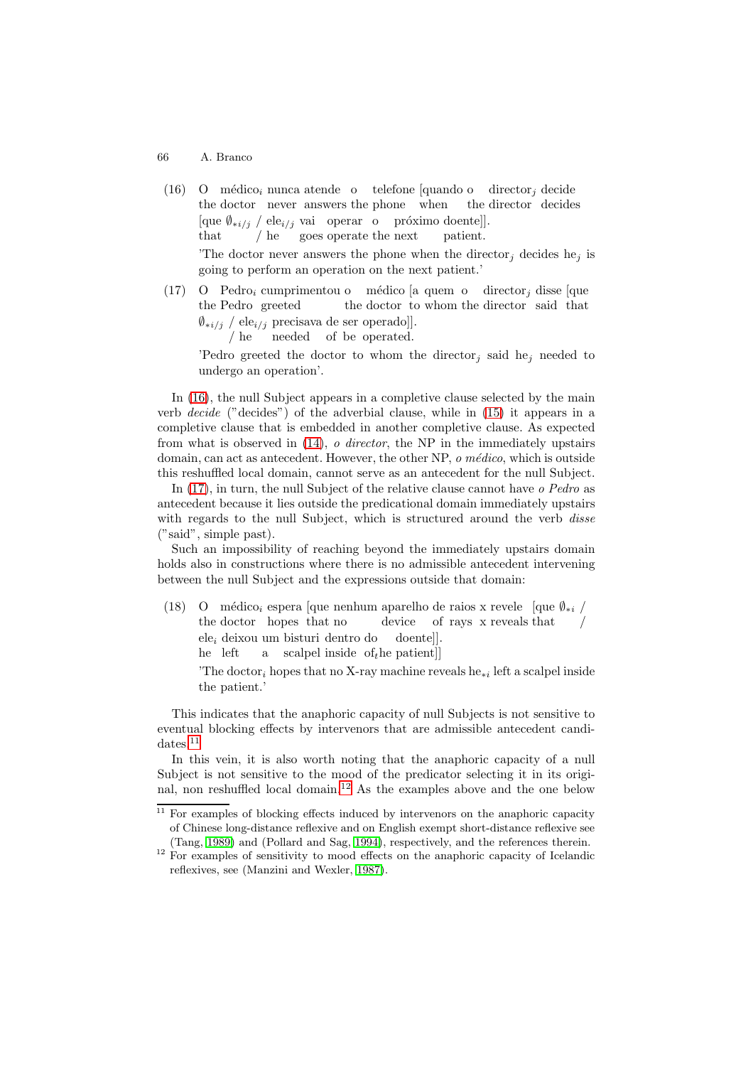(16) O médico$_i$ nunca atende o telefone [quando o director$_j$ decide
the doctor never answers the phone when the director decides
[que $\emptyset_{*i/j}$ / ele$_{i/j}$ vai operar o próximo doente]].
that / he goes operate the next patient.
'The doctor never answers the phone when the director$_j$ decides he$_j$ is going to perform an operation on the next patient.'

(17) O Pedro$_i$ cumprimentou o médico [a quem o director$_j$ disse [que
the Pedro greeted the doctor to whom the director said that
$\emptyset_{*i/j}$ / ele$_{i/j}$ precisava de ser operado]].
/ he needed of be operated.
'Pedro greeted the doctor to whom the director$_j$ said he$_j$ needed to undergo an operation'.

In (16), the null Subject appears in a completive clause selected by the main verb *decide* ("decides") of the adverbial clause, while in (15) it appears in a completive clause that is embedded in another completive clause. As expected from what is observed in (14), *o director*, the NP in the immediately upstairs domain, can act as antecedent. However, the other NP, *o médico*, which is outside this reshuffled local domain, cannot serve as an antecedent for the null Subject.

In (17), in turn, the null Subject of the relative clause cannot have *o Pedro* as antecedent because it lies outside the predicational domain immediately upstairs with regards to the null Subject, which is structured around the verb *disse* ("said", simple past).

Such an impossibility of reaching beyond the immediately upstairs domain holds also in constructions where there is no admissible antecedent intervening between the null Subject and the expressions outside that domain:

(18) O médico$_i$ espera [que nenhum aparelho de raios x revele [que $\emptyset_{*i}$ /
the doctor hopes that no device of rays x reveals that /
ele$_i$ deixou um bisturi dentro do doente]].
he left a scalpel inside of$_t$he patient]]
'The doctor$_i$ hopes that no X-ray machine reveals he$_{*i}$ left a scalpel inside the patient.'

This indicates that the anaphoric capacity of null Subjects is not sensitive to eventual blocking effects by intervenors that are admissible antecedent candidates.[11]

In this vein, it is also worth noting that the anaphoric capacity of a null Subject is not sensitive to the mood of the predicator selecting it in its original, non reshuffled local domain.[12] As the examples above and the one below

[11] For examples of blocking effects induced by intervenors on the anaphoric capacity of Chinese long-distance reflexive and on English exempt short-distance reflexive see (Tang, 1989) and (Pollard and Sag, 1994), respectively, and the references therein.

[12] For examples of sensitivity to mood effects on the anaphoric capacity of Icelandic reflexives, see (Manzini and Wexler, 1987).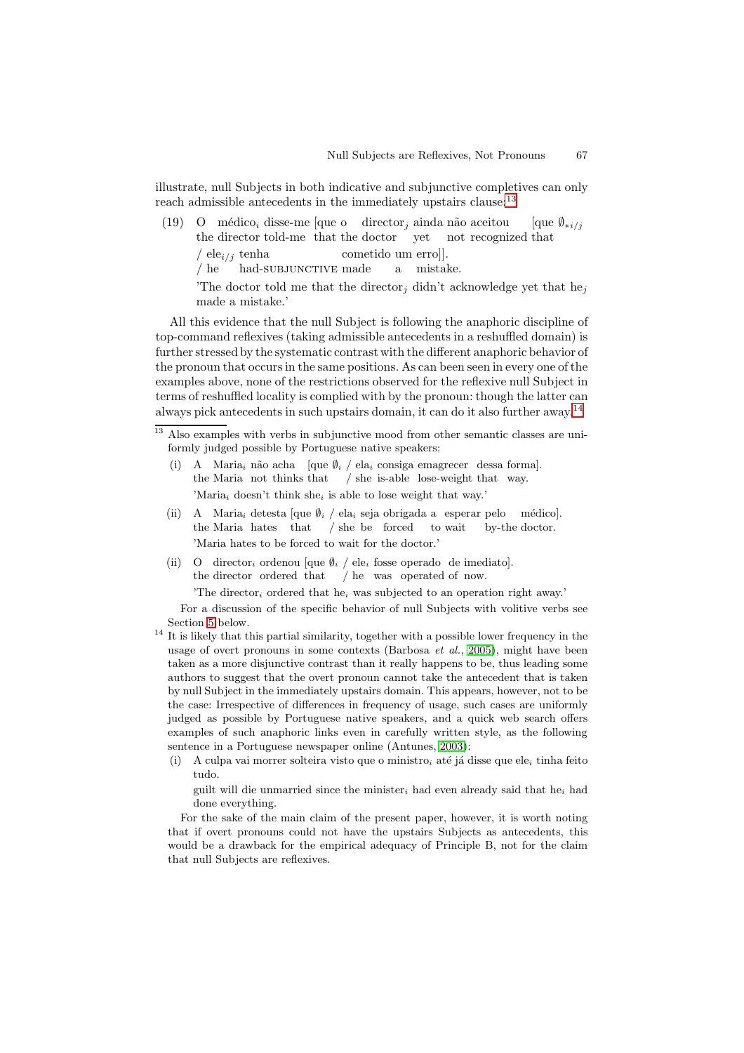illustrate, null Subjects in both indicative and subjunctive completives can only reach admissible antecedents in the immediately upstairs clause:[13]

(19) O médico$_i$ disse-me [que o director$_j$ ainda não aceitou [que $\emptyset_{*i/j}$ / ele$_{i/j}$ tenha cometido um erro]].
the director told-me that the doctor yet not recognized that / he had-SUBJUNCTIVE made a mistake.
'The doctor told me that the director$_j$ didn't acknowledge yet that he$_j$ made a mistake.'

All this evidence that the null Subject is following the anaphoric discipline of top-command reflexives (taking admissible antecedents in a reshuffled domain) is further stressed by the systematic contrast with the different anaphoric behavior of the pronoun that occurs in the same positions. As can been seen in every one of the examples above, none of the restrictions observed for the reflexive null Subject in terms of reshuffled locality is complied with by the pronoun: though the latter can always pick antecedents in such upstairs domain, it can do it also further away.[14]

---

[13] Also examples with verbs in subjunctive mood from other semantic classes are uniformly judged possible by Portuguese native speakers:

(i) A Maria$_i$ não acha [que $\emptyset_i$ / ela$_i$ consiga emagrecer dessa forma].
the Maria not thinks that / she is-able lose-weight that way.
'Maria$_i$ doesn't think she$_i$ is able to lose weight that way.'

(ii) A Maria$_i$ detesta [que $\emptyset_i$ / ela$_i$ seja obrigada a esperar pelo médico].
the Maria hates that / she be forced to wait by-the doctor.
'Maria hates to be forced to wait for the doctor.'

(ii) O director$_i$ ordenou [que $\emptyset_i$ / ele$_i$ fosse operado de imediato].
the director ordered that / he was operated of now.
'The director$_i$ ordered that he$_i$ was subjected to an operation right away.'

For a discussion of the specific behavior of null Subjects with volitive verbs see Section 5 below.

[14] It is likely that this partial similarity, together with a possible lower frequency in the usage of overt pronouns in some contexts (Barbosa *et al.*, 2005), might have been taken as a more disjunctive contrast than it really happens to be, thus leading some authors to suggest that the overt pronoun cannot take the antecedent that is taken by null Subject in the immediately upstairs domain. This appears, however, not to be the case: Irrespective of differences in frequency of usage, such cases are uniformly judged as possible by Portuguese native speakers, and a quick web search offers examples of such anaphoric links even in carefully written style, as the following sentence in a Portuguese newspaper online (Antunes, 2003):

(i) A culpa vai morrer solteira visto que o ministro$_i$ até já disse que ele$_i$ tinha feito tudo.
guilt will die unmarried since the minister$_i$ had even already said that he$_i$ had done everything.

For the sake of the main claim of the present paper, however, it is worth noting that if overt pronouns could not have the upstairs Subjects as antecedents, this would be a drawback for the empirical adequacy of Principle B, not for the claim that null Subjects are reflexives.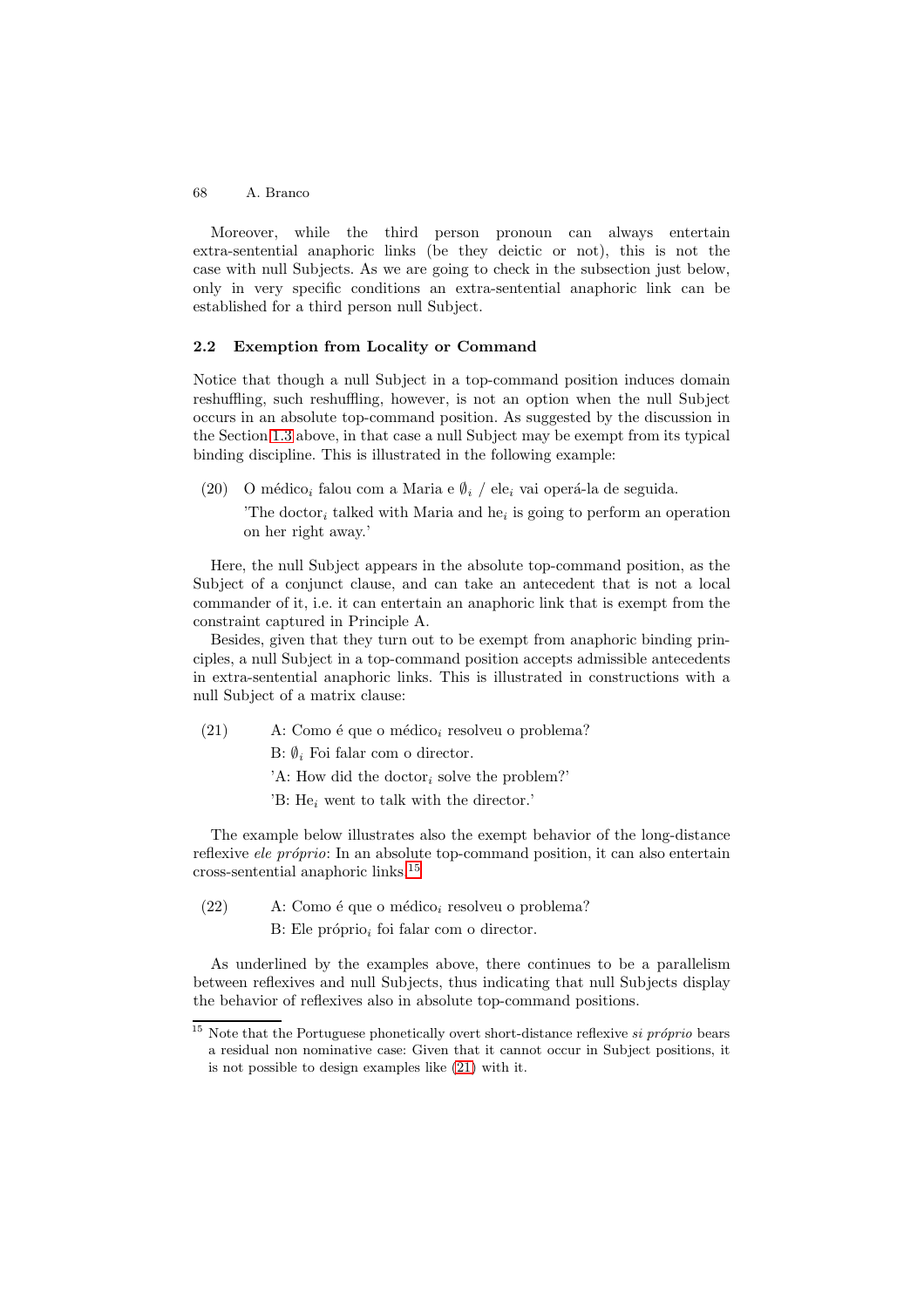Moreover, while the third person pronoun can always entertain extra-sentential anaphoric links (be they deictic or not), this is not the case with null Subjects. As we are going to check in the subsection just below, only in very specific conditions an extra-sentential anaphoric link can be established for a third person null Subject.

### 2.2 Exemption from Locality or Command

Notice that though a null Subject in a top-command position induces domain reshuffling, such reshuffling, however, is not an option when the null Subject occurs in an absolute top-command position. As suggested by the discussion in the Section 1.3 above, in that case a null Subject may be exempt from its typical binding discipline. This is illustrated in the following example:

(20) O médico$_i$ falou com a Maria e $\emptyset_i$ / ele$_i$ vai operá-la de seguida.
'The doctor$_i$ talked with Maria and he$_i$ is going to perform an operation on her right away.'

Here, the null Subject appears in the absolute top-command position, as the Subject of a conjunct clause, and can take an antecedent that is not a local commander of it, i.e. it can entertain an anaphoric link that is exempt from the constraint captured in Principle A.

Besides, given that they turn out to be exempt from anaphoric binding principles, a null Subject in a top-command position accepts admissible antecedents in extra-sentential anaphoric links. This is illustrated in constructions with a null Subject of a matrix clause:

(21) A: Como é que o médico$_i$ resolveu o problema?
B: $\emptyset_i$ Foi falar com o director.
'A: How did the doctor$_i$ solve the problem?'
'B: He$_i$ went to talk with the director.'

The example below illustrates also the exempt behavior of the long-distance reflexive *ele próprio*: In an absolute top-command position, it can also entertain cross-sentential anaphoric links.[15]

(22) A: Como é que o médico$_i$ resolveu o problema?
B: Ele próprio$_i$ foi falar com o director.

As underlined by the examples above, there continues to be a parallelism between reflexives and null Subjects, thus indicating that null Subjects display the behavior of reflexives also in absolute top-command positions.

[15] Note that the Portuguese phonetically overt short-distance reflexive *si próprio* bears a residual non nominative case: Given that it cannot occur in Subject positions, it is not possible to design examples like (21) with it.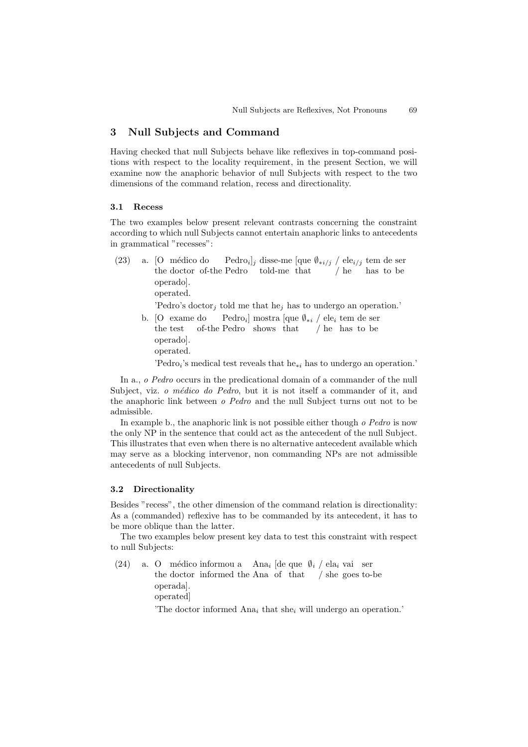## 3 Null Subjects and Command

Having checked that null Subjects behave like reflexives in top-command positions with respect to the locality requirement, in the present Section, we will examine now the anaphoric behavior of null Subjects with respect to the two dimensions of the command relation, recess and directionality.

### 3.1 Recess

The two examples below present relevant contrasts concerning the constraint according to which null Subjects cannot entertain anaphoric links to antecedents in grammatical "recesses":

(23) a. [O médico do Pedro$_i$]$_j$ disse-me [que $\emptyset_{*i/j}$ / ele$_{i/j}$ tem de ser operado].
the doctor of-the Pedro told-me that / he has to be operated.
'Pedro's doctor$_j$ told me that he$_j$ has to undergo an operation.'

b. [O exame do Pedro$_i$] mostra [que $\emptyset_{*i}$ / ele$_i$ tem de ser operado].
the test of-the Pedro shows that / he has to be operated.
'Pedro$_i$'s medical test reveals that he$_{*i}$ has to undergo an operation.'

In a., *o Pedro* occurs in the predicational domain of a commander of the null Subject, viz. *o médico do Pedro*, but it is not itself a commander of it, and the anaphoric link between *o Pedro* and the null Subject turns out not to be admissible.

In example b., the anaphoric link is not possible either though *o Pedro* is now the only NP in the sentence that could act as the antecedent of the null Subject. This illustrates that even when there is no alternative antecedent available which may serve as a blocking intervenor, non commanding NPs are not admissible antecedents of null Subjects.

### 3.2 Directionality

Besides "recess", the other dimension of the command relation is directionality: As a (commanded) reflexive has to be commanded by its antecedent, it has to be more oblique than the latter.

The two examples below present key data to test this constraint with respect to null Subjects:

(24) a. O médico informou a Ana$_i$ [de que $\emptyset_i$ / ela$_i$ vai ser operada].
the doctor informed the Ana of that / she goes to-be operated]
'The doctor informed Ana$_i$ that she$_i$ will undergo an operation.'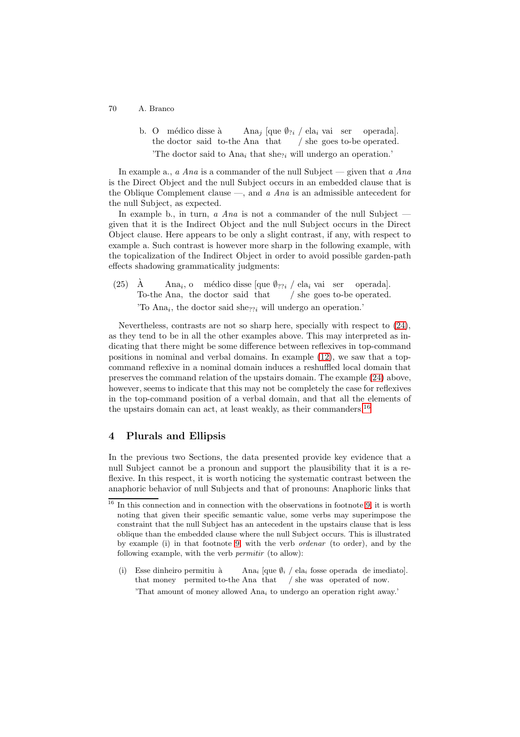b. O médico disse à Ana$_j$ [que $\emptyset_{?i}$ / ela$_i$ vai ser operada].
the doctor said to-the Ana that / she goes to-be operated.
'The doctor said to Ana$_i$ that she$_{?i}$ will undergo an operation.'

In example a., *a Ana* is a commander of the null Subject — given that *a Ana* is the Direct Object and the null Subject occurs in an embedded clause that is the Oblique Complement clause —, and *a Ana* is an admissible antecedent for the null Subject, as expected.

In example b., in turn, *a Ana* is not a commander of the null Subject — given that it is the Indirect Object and the null Subject occurs in the Direct Object clause. Here appears to be only a slight contrast, if any, with respect to example a. Such contrast is however more sharp in the following example, with the topicalization of the Indirect Object in order to avoid possible garden-path effects shadowing grammaticality judgments:

(25) À Ana$_i$, o médico disse [que $\emptyset_{??i}$ / ela$_i$ vai ser operada].
To-the Ana, the doctor said that / she goes to-be operated.
'To Ana$_i$, the doctor said she$_{??i}$ will undergo an operation.'

Nevertheless, contrasts are not so sharp here, specially with respect to (24), as they tend to be in all the other examples above. This may interpreted as indicating that there might be some difference between reflexives in top-command positions in nominal and verbal domains. In example (12), we saw that a top-command reflexive in a nominal domain induces a reshuffled local domain that preserves the command relation of the upstairs domain. The example (24) above, however, seems to indicate that this may not be completely the case for reflexives in the top-command position of a verbal domain, and that all the elements of the upstairs domain can act, at least weakly, as their commanders.[16]

## 4 Plurals and Ellipsis

In the previous two Sections, the data presented provide key evidence that a null Subject cannot be a pronoun and support the plausibility that it is a reflexive. In this respect, it is worth noticing the systematic contrast between the anaphoric behavior of null Subjects and that of pronouns: Anaphoric links that

---

[16] In this connection and in connection with the observations in footnote 9, it is worth noting that given their specific semantic value, some verbs may superimpose the constraint that the null Subject has an antecedent in the upstairs clause that is less oblique than the embedded clause where the null Subject occurs. This is illustrated by example (i) in that footnote 9, with the verb *ordenar* (to order), and by the following example, with the verb *permitir* (to allow):

(i) Esse dinheiro permitiu à Ana$_i$ [que $\emptyset_i$ / ela$_i$ fosse operada de imediato].
that money permited to-the Ana that / she was operated of now.
'That amount of money allowed Ana$_i$ to undergo an operation right away.'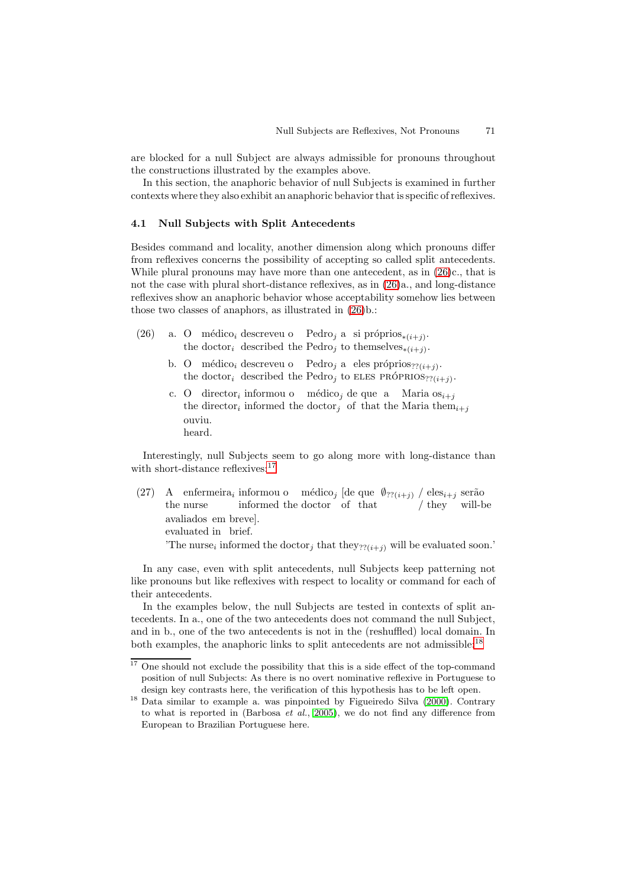are blocked for a null Subject are always admissible for pronouns throughout the constructions illustrated by the examples above.

In this section, the anaphoric behavior of null Subjects is examined in further contexts where they also exhibit an anaphoric behavior that is specific of reflexives.

### 4.1 Null Subjects with Split Antecedents

Besides command and locality, another dimension along which pronouns differ from reflexives concerns the possibility of accepting so called split antecedents. While plural pronouns may have more than one antecedent, as in (26)c., that is not the case with plural short-distance reflexives, as in (26)a., and long-distance reflexives show an anaphoric behavior whose acceptability somehow lies between those two classes of anaphors, as illustrated in (26)b.:

(26) a. O médico$_i$ descreveu o Pedro$_j$ a si próprios$_{*(i+j)}$.
the doctor$_i$ described the Pedro$_j$ to themselves$_{*(i+j)}$.

b. O médico$_i$ descreveu o Pedro$_j$ a eles próprios$_{??(i+j)}$.
the doctor$_i$ described the Pedro$_j$ to ELES PRÓPRIOS$_{??(i+j)}$.

c. O director$_i$ informou o médico$_j$ de que a Maria os$_{i+j}$ ouviu.
the director$_i$ informed the doctor$_j$ of that the Maria them$_{i+j}$ heard.

Interestingly, null Subjects seem to go along more with long-distance than with short-distance reflexives:[17]

(27) A enfermeira$_i$ informou o médico$_j$ [de que $\emptyset_{??(i+j)}$ / eles$_{i+j}$ serão avaliados em breve].
the nurse informed the doctor of that / they will-be evaluated in brief.
'The nurse$_i$ informed the doctor$_j$ that they$_{??(i+j)}$ will be evaluated soon.'

In any case, even with split antecedents, null Subjects keep patterning not like pronouns but like reflexives with respect to locality or command for each of their antecedents.

In the examples below, the null Subjects are tested in contexts of split antecedents. In a., one of the two antecedents does not command the null Subject, and in b., one of the two antecedents is not in the (reshuffled) local domain. In both examples, the anaphoric links to split antecedents are not admissible:[18]

[17] One should not exclude the possibility that this is a side effect of the top-command position of null Subjects: As there is no overt nominative reflexive in Portuguese to design key contrasts here, the verification of this hypothesis has to be left open.

[18] Data similar to example a. was pinpointed by Figueiredo Silva (2000). Contrary to what is reported in (Barbosa *et al.*, 2005), we do not find any difference from European to Brazilian Portuguese here.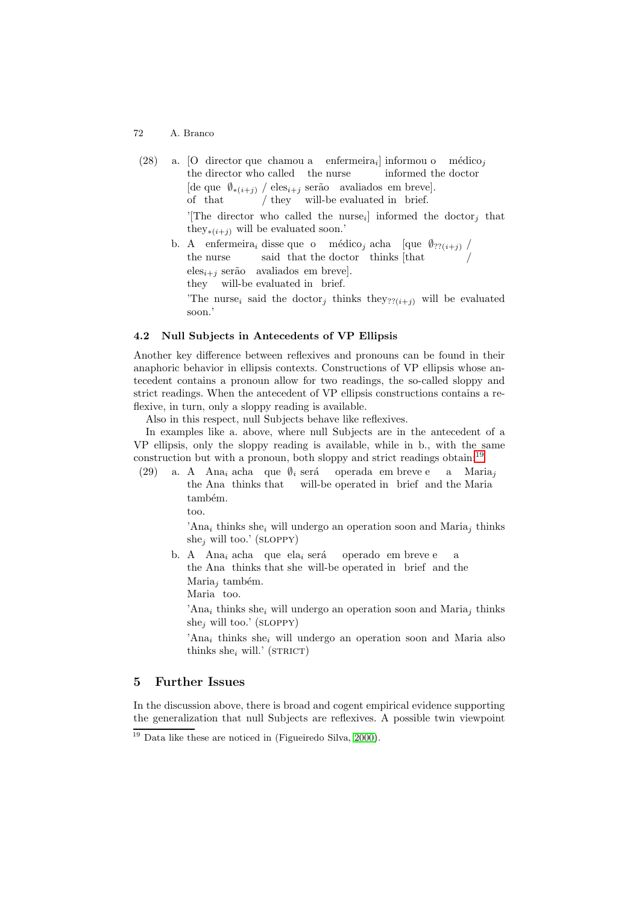(28) a. [O director que chamou a enfermeira$_i$] informou o médico$_j$
the director who called the nurse informed the doctor
[de que $\emptyset_{*(i+j)}$ / eles$_{i+j}$ serão avaliados em breve].
of that / they will-be evaluated in brief.

'[The director who called the nurse$_i$] informed the doctor$_j$ that they$_{*(i+j)}$ will be evaluated soon.'

b. A enfermeira$_i$ disse que o médico$_j$ acha [que $\emptyset_{??(i+j)}$ /
the nurse said that the doctor thinks [that /
eles$_{i+j}$ serão avaliados em breve].
they will-be evaluated in brief.

'The nurse$_i$ said the doctor$_j$ thinks they$_{??(i+j)}$ will be evaluated soon.'

### 4.2 Null Subjects in Antecedents of VP Ellipsis

Another key difference between reflexives and pronouns can be found in their anaphoric behavior in ellipsis contexts. Constructions of VP ellipsis whose antecedent contains a pronoun allow for two readings, the so-called sloppy and strict readings. When the antecedent of VP ellipsis constructions contains a reflexive, in turn, only a sloppy reading is available.

Also in this respect, null Subjects behave like reflexives.

In examples like a. above, where null Subjects are in the antecedent of a VP ellipsis, only the sloppy reading is available, while in b., with the same construction but with a pronoun, both sloppy and strict readings obtain:[19]

(29) a. A Ana$_i$ acha que $\emptyset_i$ será operada em breve e a Maria$_j$
the Ana thinks that will-be operated in brief and the Maria
também.
too.

'Ana$_i$ thinks she$_i$ will undergo an operation soon and Maria$_j$ thinks she$_j$ will too.' (SLOPPY)

b. A Ana$_i$ acha que ela$_i$ será operado em breve e a
the Ana thinks that she will-be operated in brief and the
Maria$_j$ também.
Maria too.

'Ana$_i$ thinks she$_i$ will undergo an operation soon and Maria$_j$ thinks she$_j$ will too.' (SLOPPY)

'Ana$_i$ thinks she$_i$ will undergo an operation soon and Maria also thinks she$_i$ will.' (STRICT)

## 5 Further Issues

In the discussion above, there is broad and cogent empirical evidence supporting the generalization that null Subjects are reflexives. A possible twin viewpoint

[19] Data like these are noticed in (Figueiredo Silva, 2000).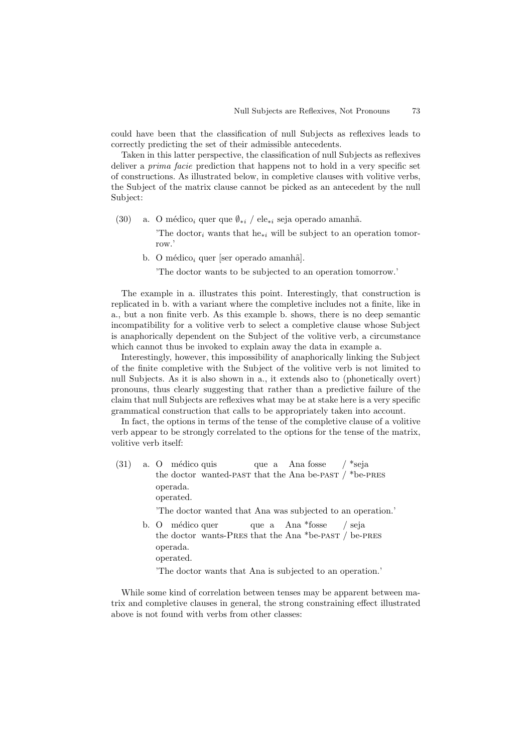could have been that the classification of null Subjects as reflexives leads to correctly predicting the set of their admissible antecedents.

Taken in this latter perspective, the classification of null Subjects as reflexives deliver a *prima facie* prediction that happens not to hold in a very specific set of constructions. As illustrated below, in completive clauses with volitive verbs, the Subject of the matrix clause cannot be picked as an antecedent by the null Subject:

(30) a. O médico$_i$ quer que $\emptyset_{*i}$ / ele$_{*i}$ seja operado amanhã.
'The doctor$_i$ wants that he$_{*i}$ will be subject to an operation tomorrow.'

b. O médico$_i$ quer [ser operado amanhã].
'The doctor wants to be subjected to an operation tomorrow.'

The example in a. illustrates this point. Interestingly, that construction is replicated in b. with a variant where the completive includes not a finite, like in a., but a non finite verb. As this example b. shows, there is no deep semantic incompatibility for a volitive verb to select a completive clause whose Subject is anaphorically dependent on the Subject of the volitive verb, a circumstance which cannot thus be invoked to explain away the data in example a.

Interestingly, however, this impossibility of anaphorically linking the Subject of the finite completive with the Subject of the volitive verb is not limited to null Subjects. As it is also shown in a., it extends also to (phonetically overt) pronouns, thus clearly suggesting that rather than a predictive failure of the claim that null Subjects are reflexives what may be at stake here is a very specific grammatical construction that calls to be appropriately taken into account.

In fact, the options in terms of the tense of the completive clause of a volitive verb appear to be strongly correlated to the options for the tense of the matrix, volitive verb itself:

(31) a. O médico quis que a Ana fosse / *seja operada.
the doctor wanted-PAST that the Ana be-PAST / *be-PRES operated.
'The doctor wanted that Ana was subjected to an operation.'

b. O médico quer que a Ana *fosse / seja operada.
the doctor wants-PRES that the Ana *be-PAST / be-PRES operated.
'The doctor wants that Ana is subjected to an operation.'

While some kind of correlation between tenses may be apparent between matrix and completive clauses in general, the strong constraining effect illustrated above is not found with verbs from other classes: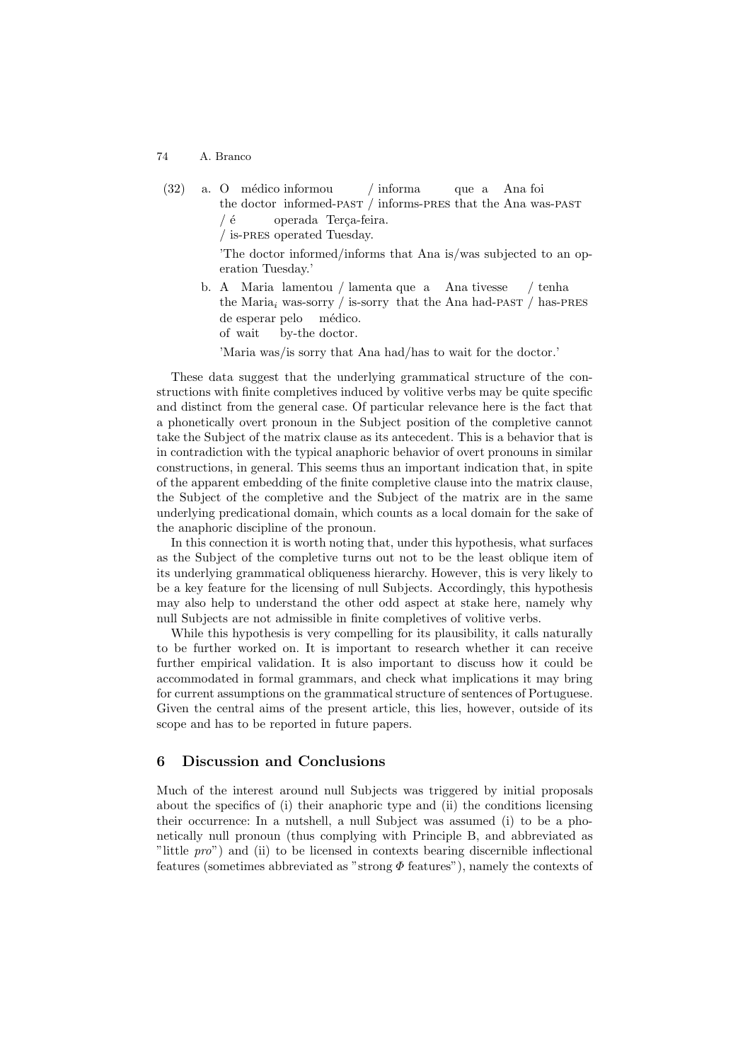(32) a. O médico informou / informa que a Ana foi
the doctor informed-PAST / informs-PRES that the Ana was-PAST
/ é operada Terça-feira.
/ is-PRES operated Tuesday.

'The doctor informed/informs that Ana is/was subjected to an operation Tuesday.'

b. A Maria lamentou / lamenta que a Ana tivesse / tenha
the Maria$_i$ was-sorry / is-sorry that the Ana had-PAST / has-PRES
de esperar pelo médico.
of wait by-the doctor.

'Maria was/is sorry that Ana had/has to wait for the doctor.'

These data suggest that the underlying grammatical structure of the constructions with finite completives induced by volitive verbs may be quite specific and distinct from the general case. Of particular relevance here is the fact that a phonetically overt pronoun in the Subject position of the completive cannot take the Subject of the matrix clause as its antecedent. This is a behavior that is in contradiction with the typical anaphoric behavior of overt pronouns in similar constructions, in general. This seems thus an important indication that, in spite of the apparent embedding of the finite completive clause into the matrix clause, the Subject of the completive and the Subject of the matrix are in the same underlying predicational domain, which counts as a local domain for the sake of the anaphoric discipline of the pronoun.

In this connection it is worth noting that, under this hypothesis, what surfaces as the Subject of the completive turns out not to be the least oblique item of its underlying grammatical obliqueness hierarchy. However, this is very likely to be a key feature for the licensing of null Subjects. Accordingly, this hypothesis may also help to understand the other odd aspect at stake here, namely why null Subjects are not admissible in finite completives of volitive verbs.

While this hypothesis is very compelling for its plausibility, it calls naturally to be further worked on. It is important to research whether it can receive further empirical validation. It is also important to discuss how it could be accommodated in formal grammars, and check what implications it may bring for current assumptions on the grammatical structure of sentences of Portuguese. Given the central aims of the present article, this lies, however, outside of its scope and has to be reported in future papers.

## 6 Discussion and Conclusions

Much of the interest around null Subjects was triggered by initial proposals about the specifics of (i) their anaphoric type and (ii) the conditions licensing their occurrence: In a nutshell, a null Subject was assumed (i) to be a phonetically null pronoun (thus complying with Principle B, and abbreviated as "little *pro*") and (ii) to be licensed in contexts bearing discernible inflectional features (sometimes abbreviated as "strong $\Phi$ features"), namely the contexts of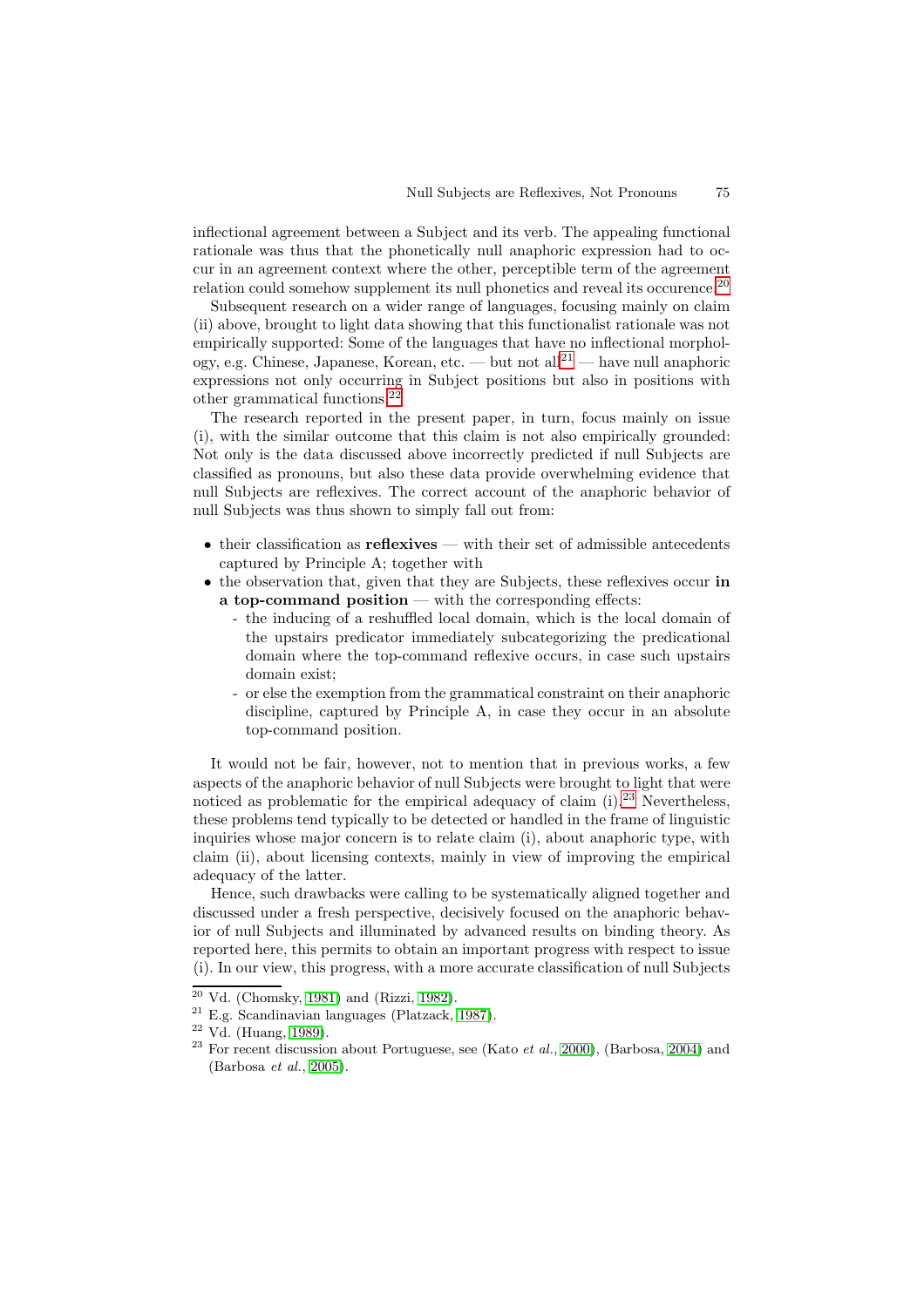inflectional agreement between a Subject and its verb. The appealing functional rationale was thus that the phonetically null anaphoric expression had to occur in an agreement context where the other, perceptible term of the agreement relation could somehow supplement its null phonetics and reveal its occurence.[20]

Subsequent research on a wider range of languages, focusing mainly on claim (ii) above, brought to light data showing that this functionalist rationale was not empirically supported: Some of the languages that have no inflectional morphology, e.g. Chinese, Japanese, Korean, etc. — but not all[21] — have null anaphoric expressions not only occurring in Subject positions but also in positions with other grammatical functions.[22]

The research reported in the present paper, in turn, focus mainly on issue (i), with the similar outcome that this claim is not also empirically grounded: Not only is the data discussed above incorrectly predicted if null Subjects are classified as pronouns, but also these data provide overwhelming evidence that null Subjects are reflexives. The correct account of the anaphoric behavior of null Subjects was thus shown to simply fall out from:

- their classification as **reflexives** — with their set of admissible antecedents captured by Principle A; together with
- the observation that, given that they are Subjects, these reflexives occur **in a top-command position** — with the corresponding effects:
  - the inducing of a reshuffled local domain, which is the local domain of the upstairs predicator immediately subcategorizing the predicational domain where the top-command reflexive occurs, in case such upstairs domain exist;
  - or else the exemption from the grammatical constraint on their anaphoric discipline, captured by Principle A, in case they occur in an absolute top-command position.

It would not be fair, however, not to mention that in previous works, a few aspects of the anaphoric behavior of null Subjects were brought to light that were noticed as problematic for the empirical adequacy of claim (i).[23] Nevertheless, these problems tend typically to be detected or handled in the frame of linguistic inquiries whose major concern is to relate claim (i), about anaphoric type, with claim (ii), about licensing contexts, mainly in view of improving the empirical adequacy of the latter.

Hence, such drawbacks were calling to be systematically aligned together and discussed under a fresh perspective, decisively focused on the anaphoric behavior of null Subjects and illuminated by advanced results on binding theory. As reported here, this permits to obtain an important progress with respect to issue (i). In our view, this progress, with a more accurate classification of null Subjects

[20] Vd. (Chomsky, 1981) and (Rizzi, 1982).

[21] E.g. Scandinavian languages (Platzack, 1987).

[22] Vd. (Huang, 1989).

[23] For recent discussion about Portuguese, see (Kato *et al.*, 2000), (Barbosa, 2004) and (Barbosa *et al.*, 2005).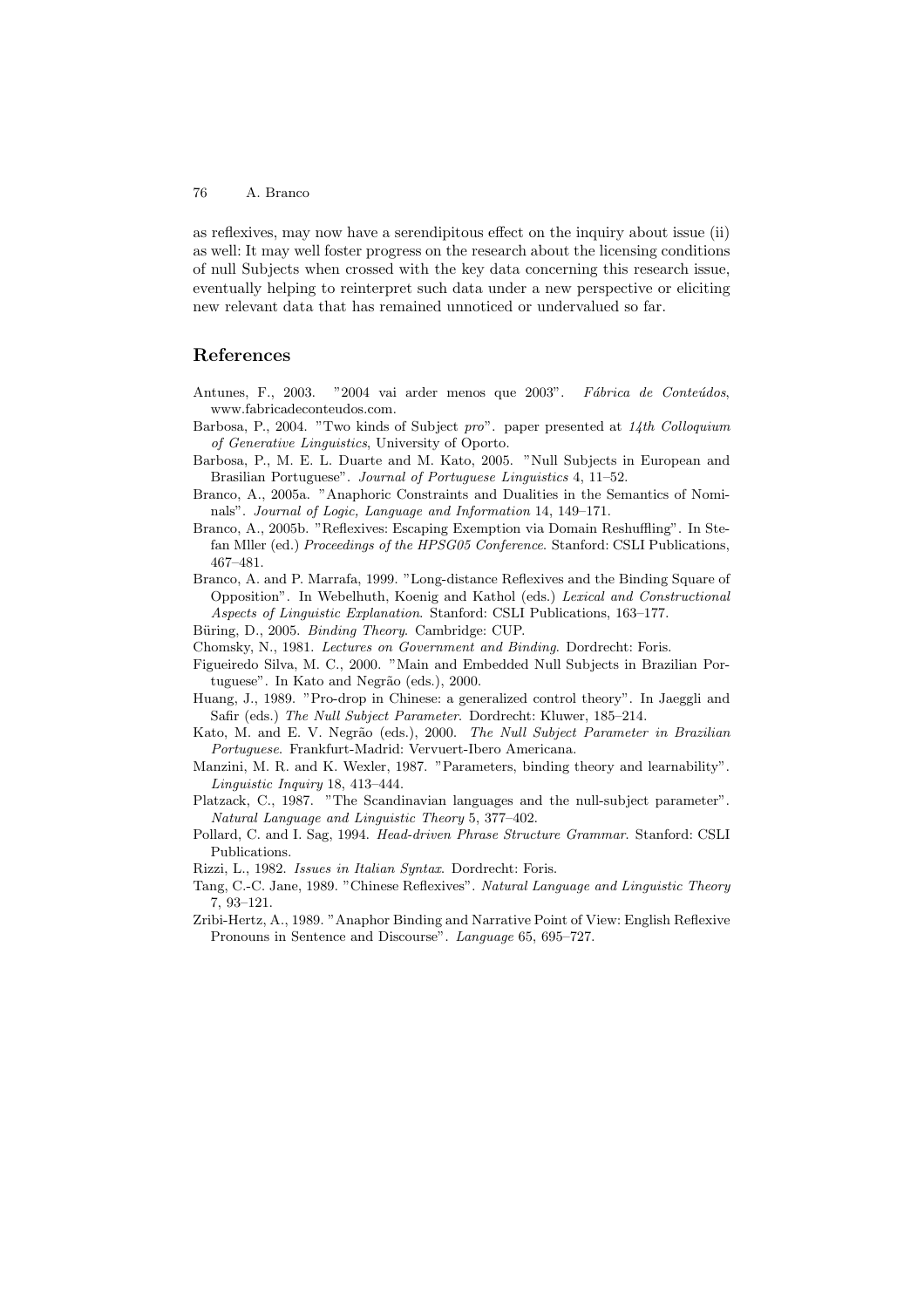as reflexives, may now have a serendipitous effect on the inquiry about issue (ii) as well: It may well foster progress on the research about the licensing conditions of null Subjects when crossed with the key data concerning this research issue, eventually helping to reinterpret such data under a new perspective or eliciting new relevant data that has remained unnoticed or undervalued so far.

## References

Antunes, F., 2003. "2004 vai arder menos que 2003". *Fábrica de Conteúdos*, www.fabricadeconteudos.com.

Barbosa, P., 2004. "Two kinds of Subject *pro*". paper presented at *14th Colloquium of Generative Linguistics*, University of Oporto.

Barbosa, P., M. E. L. Duarte and M. Kato, 2005. "Null Subjects in European and Brasilian Portuguese". *Journal of Portuguese Linguistics* 4, 11–52.

Branco, A., 2005a. "Anaphoric Constraints and Dualities in the Semantics of Nominals". *Journal of Logic, Language and Information* 14, 149–171.

Branco, A., 2005b. "Reflexives: Escaping Exemption via Domain Reshuffling". In Stefan Mller (ed.) *Proceedings of the HPSG05 Conference*. Stanford: CSLI Publications, 467–481.

Branco, A. and P. Marrafa, 1999. "Long-distance Reflexives and the Binding Square of Opposition". In Webelhuth, Koenig and Kathol (eds.) *Lexical and Constructional Aspects of Linguistic Explanation*. Stanford: CSLI Publications, 163–177.

Büring, D., 2005. *Binding Theory*. Cambridge: CUP.

Chomsky, N., 1981. *Lectures on Government and Binding*. Dordrecht: Foris.

Figueiredo Silva, M. C., 2000. "Main and Embedded Null Subjects in Brazilian Portuguese". In Kato and Negrão (eds.), 2000.

Huang, J., 1989. "Pro-drop in Chinese: a generalized control theory". In Jaeggli and Safir (eds.) *The Null Subject Parameter*. Dordrecht: Kluwer, 185–214.

Kato, M. and E. V. Negrão (eds.), 2000. *The Null Subject Parameter in Brazilian Portuguese*. Frankfurt-Madrid: Vervuert-Ibero Americana.

Manzini, M. R. and K. Wexler, 1987. "Parameters, binding theory and learnability". *Linguistic Inquiry* 18, 413–444.

Platzack, C., 1987. "The Scandinavian languages and the null-subject parameter". *Natural Language and Linguistic Theory* 5, 377–402.

Pollard, C. and I. Sag, 1994. *Head-driven Phrase Structure Grammar*. Stanford: CSLI Publications.

Rizzi, L., 1982. *Issues in Italian Syntax*. Dordrecht: Foris.

Tang, C.-C. Jane, 1989. "Chinese Reflexives". *Natural Language and Linguistic Theory* 7, 93–121.

Zribi-Hertz, A., 1989. "Anaphor Binding and Narrative Point of View: English Reflexive Pronouns in Sentence and Discourse". *Language* 65, 695–727.